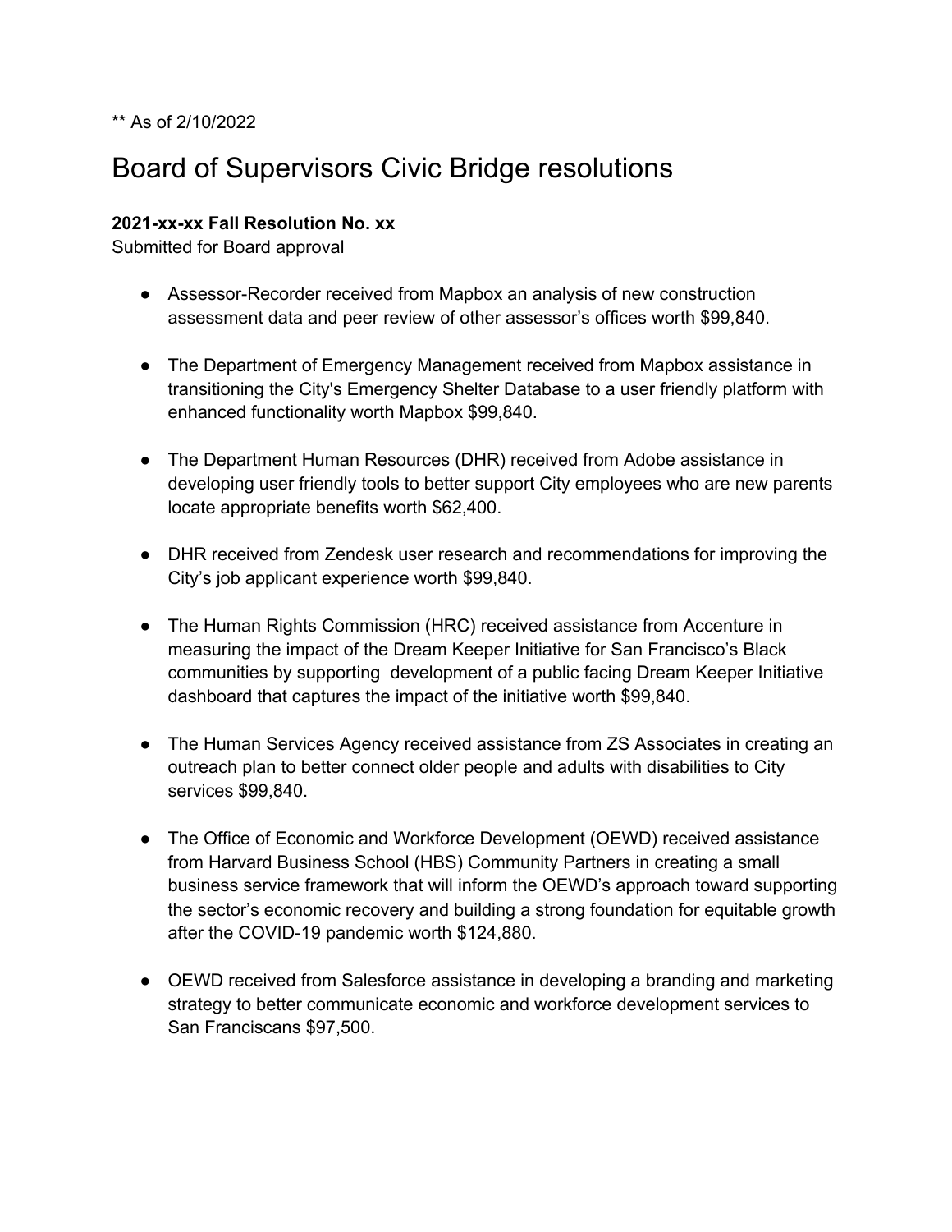** As of 2/10/2022

# Board of Supervisors Civic Bridge resolutions

**2021-xx-xx Fall Resolution No. xx**
Submitted for Board approval

- Assessor-Recorder received from Mapbox an analysis of new construction assessment data and peer review of other assessor's offices worth $99,840.

- The Department of Emergency Management received from Mapbox assistance in transitioning the City's Emergency Shelter Database to a user friendly platform with enhanced functionality worth Mapbox $99,840.

- The Department Human Resources (DHR) received from Adobe assistance in developing user friendly tools to better support City employees who are new parents locate appropriate benefits worth $62,400.

- DHR received from Zendesk user research and recommendations for improving the City's job applicant experience worth $99,840.

- The Human Rights Commission (HRC) received assistance from Accenture in measuring the impact of the Dream Keeper Initiative for San Francisco's Black communities by supporting development of a public facing Dream Keeper Initiative dashboard that captures the impact of the initiative worth $99,840.

- The Human Services Agency received assistance from ZS Associates in creating an outreach plan to better connect older people and adults with disabilities to City services $99,840.

- The Office of Economic and Workforce Development (OEWD) received assistance from Harvard Business School (HBS) Community Partners in creating a small business service framework that will inform the OEWD's approach toward supporting the sector's economic recovery and building a strong foundation for equitable growth after the COVID-19 pandemic worth $124,880.

- OEWD received from Salesforce assistance in developing a branding and marketing strategy to better communicate economic and workforce development services to San Franciscans $97,500.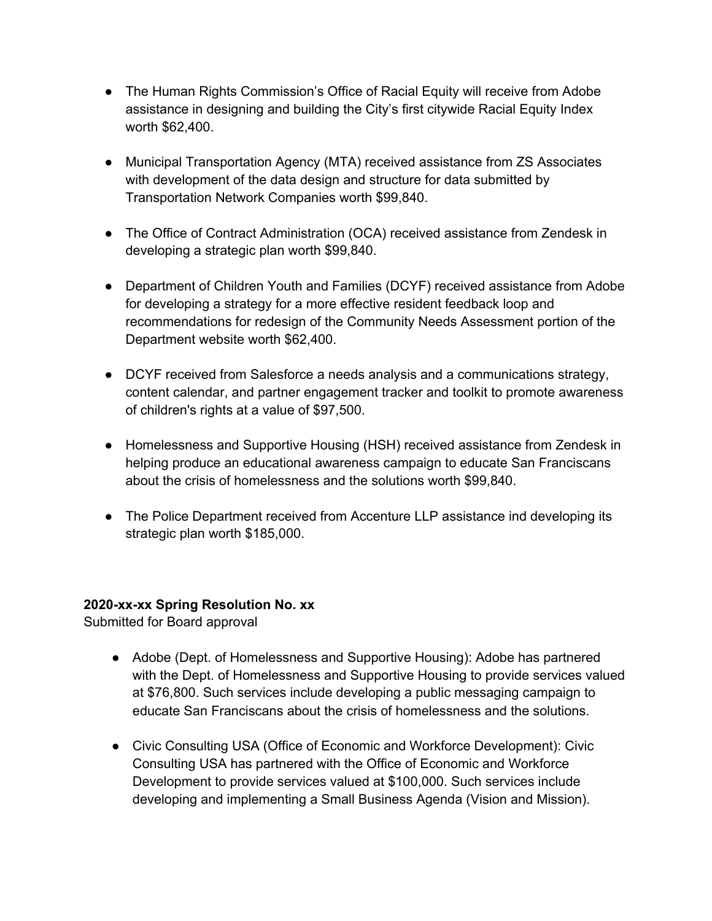- The Human Rights Commission's Office of Racial Equity will receive from Adobe assistance in designing and building the City's first citywide Racial Equity Index worth $62,400.

- Municipal Transportation Agency (MTA) received assistance from ZS Associates with development of the data design and structure for data submitted by Transportation Network Companies worth $99,840.

- The Office of Contract Administration (OCA) received assistance from Zendesk in developing a strategic plan worth $99,840.

- Department of Children Youth and Families (DCYF) received assistance from Adobe for developing a strategy for a more effective resident feedback loop and recommendations for redesign of the Community Needs Assessment portion of the Department website worth $62,400.

- DCYF received from Salesforce a needs analysis and a communications strategy, content calendar, and partner engagement tracker and toolkit to promote awareness of children's rights at a value of $97,500.

- Homelessness and Supportive Housing (HSH) received assistance from Zendesk in helping produce an educational awareness campaign to educate San Franciscans about the crisis of homelessness and the solutions worth $99,840.

- The Police Department received from Accenture LLP assistance ind developing its strategic plan worth $185,000.

**2020-xx-xx Spring Resolution No. xx**
Submitted for Board approval

- Adobe (Dept. of Homelessness and Supportive Housing): Adobe has partnered with the Dept. of Homelessness and Supportive Housing to provide services valued at $76,800. Such services include developing a public messaging campaign to educate San Franciscans about the crisis of homelessness and the solutions.

- Civic Consulting USA (Office of Economic and Workforce Development): Civic Consulting USA has partnered with the Office of Economic and Workforce Development to provide services valued at $100,000. Such services include developing and implementing a Small Business Agenda (Vision and Mission).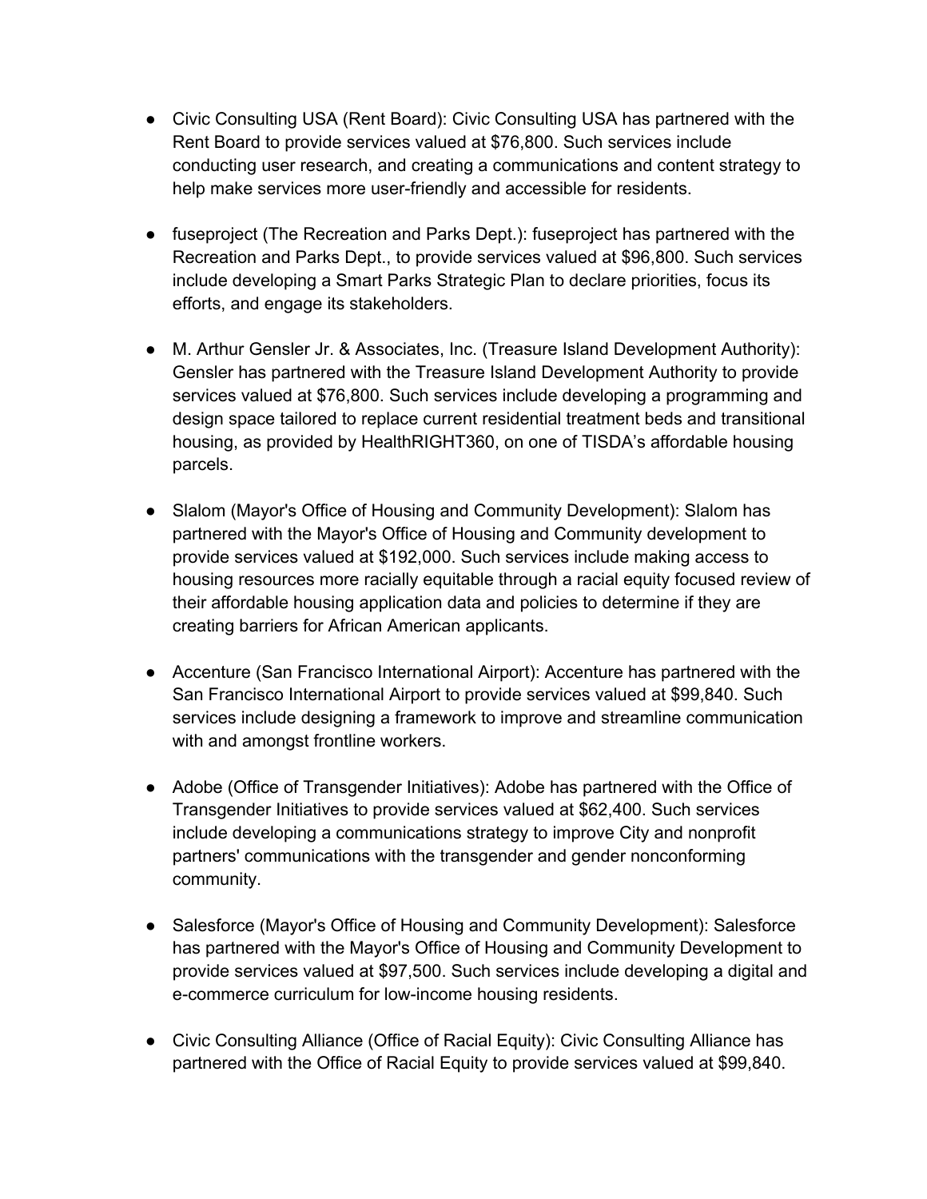- Civic Consulting USA (Rent Board): Civic Consulting USA has partnered with the Rent Board to provide services valued at $76,800. Such services include conducting user research, and creating a communications and content strategy to help make services more user-friendly and accessible for residents.

- fuseproject (The Recreation and Parks Dept.): fuseproject has partnered with the Recreation and Parks Dept., to provide services valued at $96,800. Such services include developing a Smart Parks Strategic Plan to declare priorities, focus its efforts, and engage its stakeholders.

- M. Arthur Gensler Jr. & Associates, Inc. (Treasure Island Development Authority): Gensler has partnered with the Treasure Island Development Authority to provide services valued at $76,800. Such services include developing a programming and design space tailored to replace current residential treatment beds and transitional housing, as provided by HealthRIGHT360, on one of TISDA's affordable housing parcels.

- Slalom (Mayor's Office of Housing and Community Development): Slalom has partnered with the Mayor's Office of Housing and Community development to provide services valued at $192,000. Such services include making access to housing resources more racially equitable through a racial equity focused review of their affordable housing application data and policies to determine if they are creating barriers for African American applicants.

- Accenture (San Francisco International Airport): Accenture has partnered with the San Francisco International Airport to provide services valued at $99,840. Such services include designing a framework to improve and streamline communication with and amongst frontline workers.

- Adobe (Office of Transgender Initiatives): Adobe has partnered with the Office of Transgender Initiatives to provide services valued at $62,400. Such services include developing a communications strategy to improve City and nonprofit partners' communications with the transgender and gender nonconforming community.

- Salesforce (Mayor's Office of Housing and Community Development): Salesforce has partnered with the Mayor's Office of Housing and Community Development to provide services valued at $97,500. Such services include developing a digital and e-commerce curriculum for low-income housing residents.

- Civic Consulting Alliance (Office of Racial Equity): Civic Consulting Alliance has partnered with the Office of Racial Equity to provide services valued at $99,840.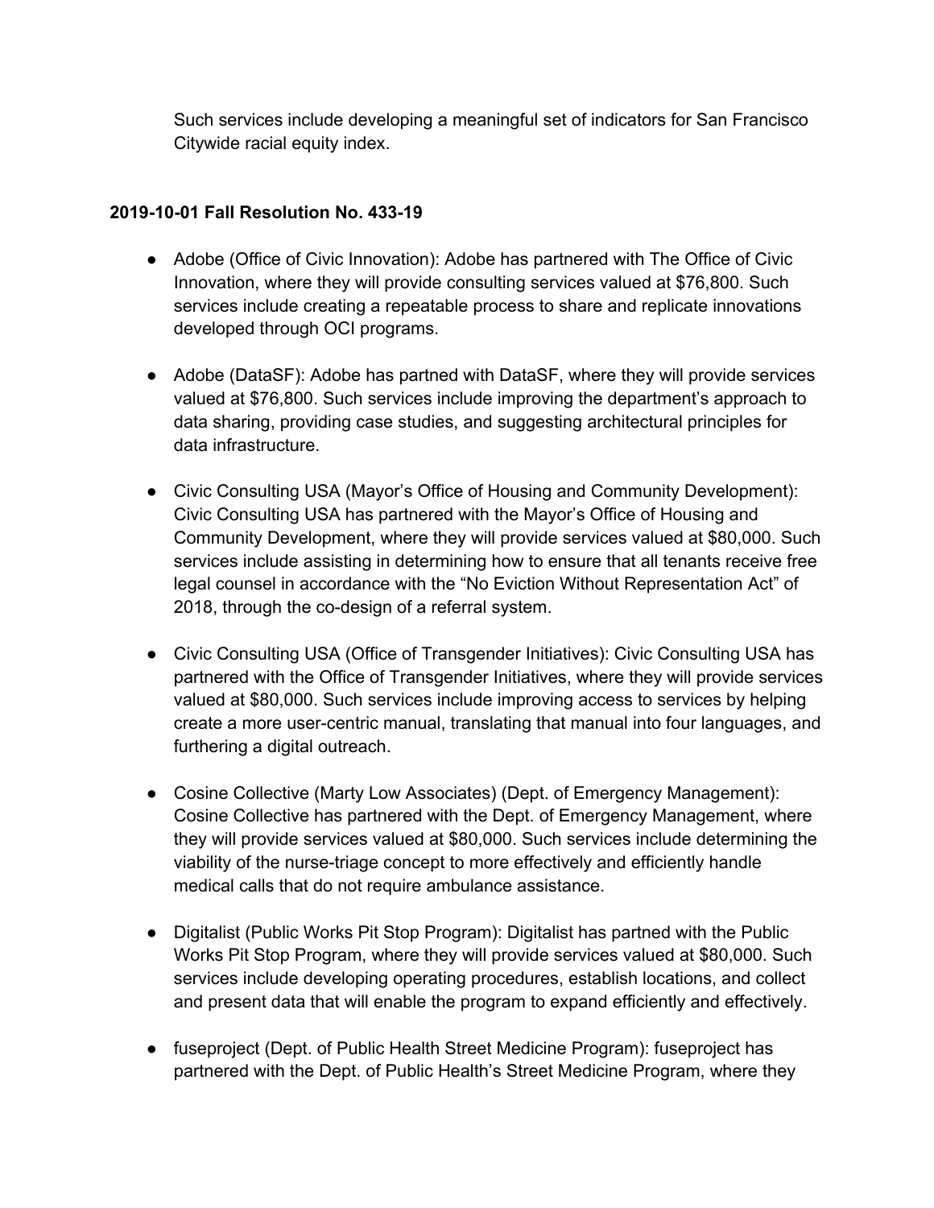Such services include developing a meaningful set of indicators for San Francisco Citywide racial equity index.

**2019-10-01 Fall Resolution No. 433-19**

- Adobe (Office of Civic Innovation): Adobe has partnered with The Office of Civic Innovation, where they will provide consulting services valued at $76,800. Such services include creating a repeatable process to share and replicate innovations developed through OCI programs.

- Adobe (DataSF): Adobe has partned with DataSF, where they will provide services valued at $76,800. Such services include improving the department's approach to data sharing, providing case studies, and suggesting architectural principles for data infrastructure.

- Civic Consulting USA (Mayor's Office of Housing and Community Development): Civic Consulting USA has partnered with the Mayor's Office of Housing and Community Development, where they will provide services valued at $80,000. Such services include assisting in determining how to ensure that all tenants receive free legal counsel in accordance with the "No Eviction Without Representation Act" of 2018, through the co-design of a referral system.

- Civic Consulting USA (Office of Transgender Initiatives): Civic Consulting USA has partnered with the Office of Transgender Initiatives, where they will provide services valued at $80,000. Such services include improving access to services by helping create a more user-centric manual, translating that manual into four languages, and furthering a digital outreach.

- Cosine Collective (Marty Low Associates) (Dept. of Emergency Management): Cosine Collective has partnered with the Dept. of Emergency Management, where they will provide services valued at $80,000. Such services include determining the viability of the nurse-triage concept to more effectively and efficiently handle medical calls that do not require ambulance assistance.

- Digitalist (Public Works Pit Stop Program): Digitalist has partned with the Public Works Pit Stop Program, where they will provide services valued at $80,000. Such services include developing operating procedures, establish locations, and collect and present data that will enable the program to expand efficiently and effectively.

- fuseproject (Dept. of Public Health Street Medicine Program): fuseproject has partnered with the Dept. of Public Health's Street Medicine Program, where they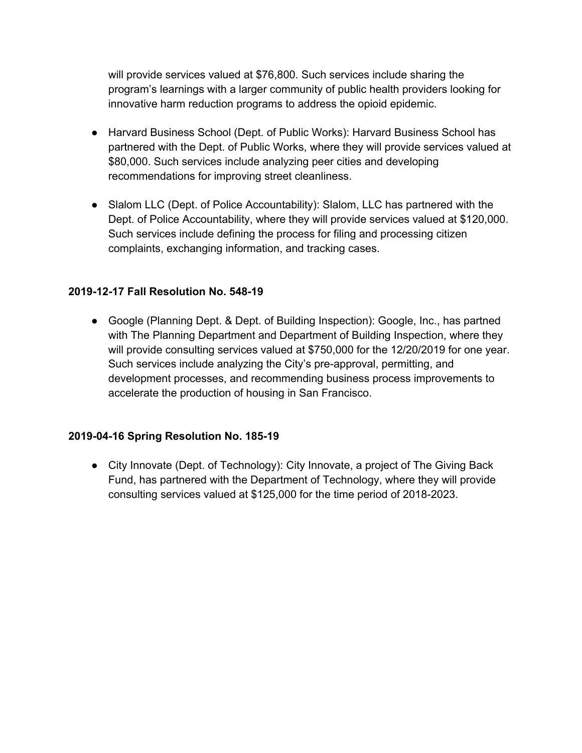will provide services valued at $76,800. Such services include sharing the program's learnings with a larger community of public health providers looking for innovative harm reduction programs to address the opioid epidemic.

- Harvard Business School (Dept. of Public Works): Harvard Business School has partnered with the Dept. of Public Works, where they will provide services valued at $80,000. Such services include analyzing peer cities and developing recommendations for improving street cleanliness.

- Slalom LLC (Dept. of Police Accountability): Slalom, LLC has partnered with the Dept. of Police Accountability, where they will provide services valued at $120,000. Such services include defining the process for filing and processing citizen complaints, exchanging information, and tracking cases.

**2019-12-17 Fall Resolution No. 548-19**

- Google (Planning Dept. & Dept. of Building Inspection): Google, Inc., has partned with The Planning Department and Department of Building Inspection, where they will provide consulting services valued at $750,000 for the 12/20/2019 for one year. Such services include analyzing the City's pre-approval, permitting, and development processes, and recommending business process improvements to accelerate the production of housing in San Francisco.

**2019-04-16 Spring Resolution No. 185-19**

- City Innovate (Dept. of Technology): City Innovate, a project of The Giving Back Fund, has partnered with the Department of Technology, where they will provide consulting services valued at $125,000 for the time period of 2018-2023.